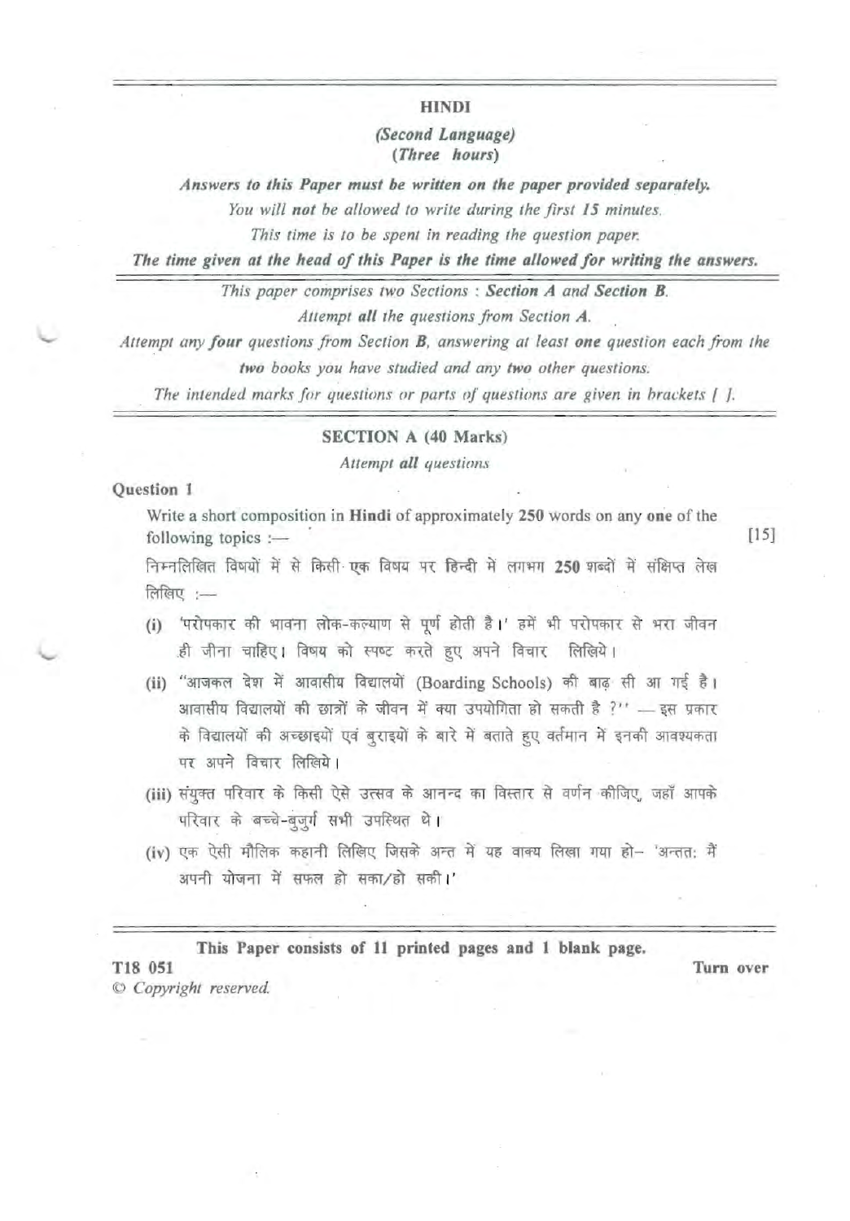# HINDI

*(Second Language)*
*(Three hours)*

***Answers to this Paper must be written on the paper provided separately.***

*You will **not** be allowed to write during the first 15 minutes.*

*This time is to be spent in reading the question paper.*

***The time given at the head of this Paper is the time allowed for writing the answers.***

---

*This paper comprises two Sections : **Section A** and **Section B**.*

*Attempt **all** the questions from Section **A**.*

*Attempt any **four** questions from Section **B**, answering at least **one** question each from the **two** books you have studied and any **two** other questions.*

*The intended marks for questions or parts of questions are given in brackets [ ].*

---

## SECTION A (40 Marks)

*Attempt **all** questions*

**Question 1**

Write a short composition in **Hindi** of approximately **250** words on any **one** of the following topics :— [15]

निम्नलिखित विषयों में से किसी एक विषय पर **हिन्दी** में लगभग **250** शब्दों में संक्षिप्त लेख लिखिए :—

(i) 'परोपकार की भावना लोक-कल्याण से पूर्ण होती है।' हमें भी परोपकार से भरा जीवन ही जीना चाहिए। विषय को स्पष्ट करते हुए अपने विचार लिखिये।

(ii) "आजकल देश में आवासीय विद्यालयों (Boarding Schools) की बाढ़ सी आ गई है। आवासीय विद्यालयों की छात्रों के जीवन में क्या उपयोगिता हो सकती है ?" — इस प्रकार के विद्यालयों की अच्छाइयों एवं बुराइयों के बारे में बताते हुए वर्तमान में इनकी आवश्यकता पर अपने विचार लिखिये।

(iii) संयुक्त परिवार के किसी ऐसे उत्सव के आनन्द का विस्तार से वर्णन कीजिए, जहाँ आपके परिवार के बच्चे-बुजुर्ग सभी उपस्थित थे।

(iv) एक ऐसी मौलिक कहानी लिखिए जिसके अन्त में यह वाक्य लिखा गया हो– 'अन्तत: मैं अपनी योजना में सफल हो सका/हो सकी।'

---

**This Paper consists of 11 printed pages and 1 blank page.**

T18 051

© *Copyright reserved.*

Turn over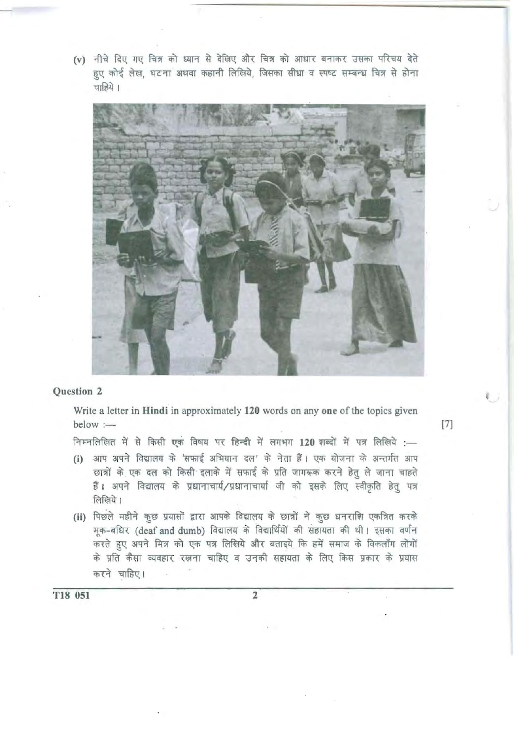(v) नीचे दिए गए चित्र को ध्यान से देखिए और चित्र को आधार बनाकर उसका परिचय देते हुए कोई लेख, घटना अथवा कहानी लिखिये, जिसका सीधा व स्पष्ट सम्बन्ध चित्र से होना चाहिये।

### Question 2

Write a letter in **Hindi** in approximately **120** words on any **one** of the topics given below :— **[7]**

निम्नलिखित में से किसी **एक** विषय पर **हिन्दी** में लगभग **120** शब्दों में पत्र लिखिये :—

(i) आप अपने विद्यालय के 'सफाई अभियान दल' के नेता हैं। एक योजना के अन्तर्गत आप छात्रों के एक दल को किसी इलाके में सफाई के प्रति जागरूक करने हेतु ले जाना चाहते हैं। अपने विद्यालय के प्रधानाचार्य/प्रधानाचार्या जी को इसके लिए स्वीकृति हेतु पत्र लिखिये।

(ii) पिछले महीने कुछ प्रयासों द्वारा आपके विद्यालय के छात्रों ने कुछ धनराशि एकत्रित करके मूक-बधिर (deaf and dumb) विद्यालय के विद्यार्थियों की सहायता की थी। इसका वर्णन करते हुए अपने मित्र को एक पत्र लिखिये और बताइये कि हमें समाज के विकलाँग लोगों के प्रति कैसा व्यवहार रखना चाहिए व उनकी सहायता के लिए किस प्रकार के प्रयास करने चाहिए।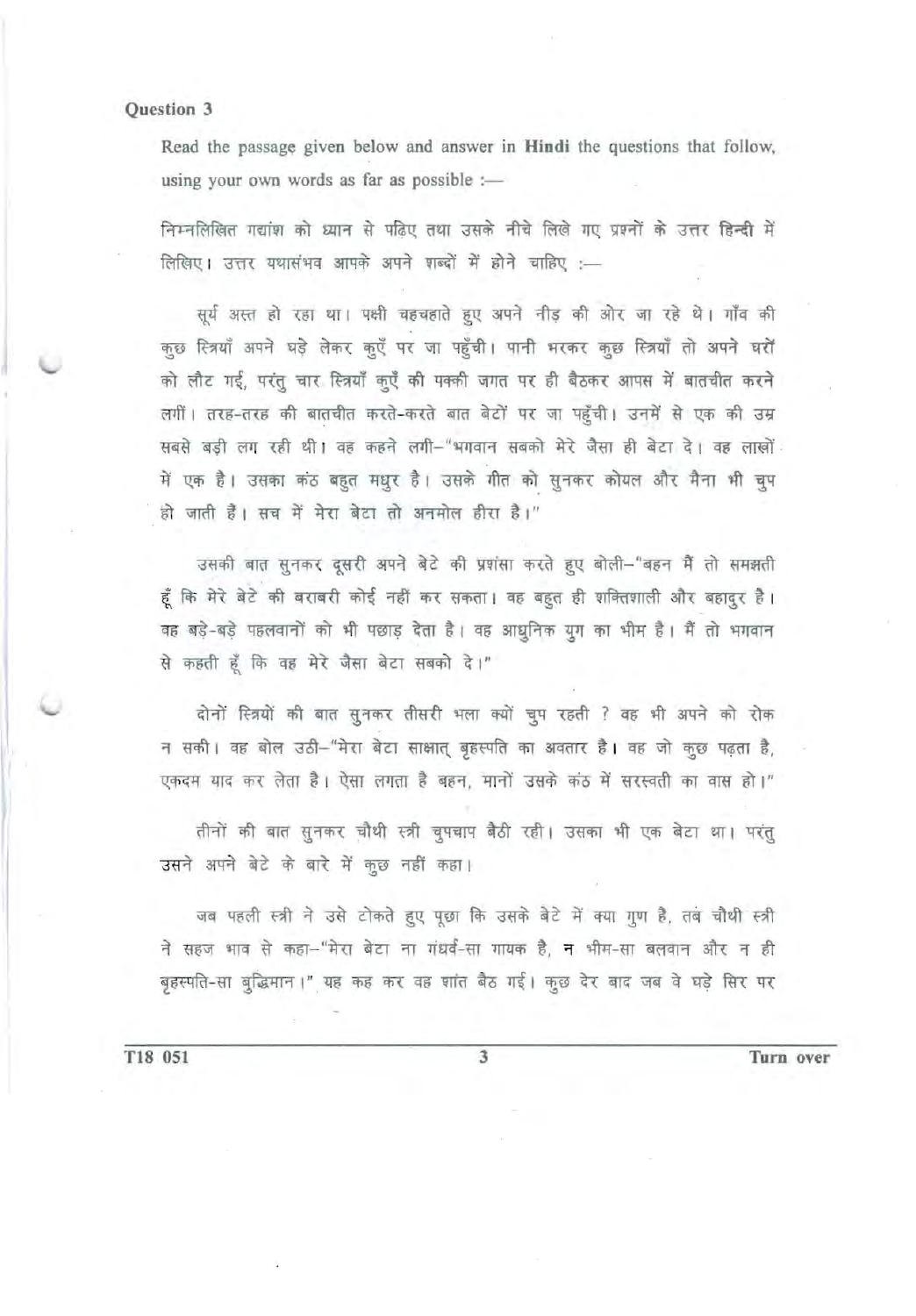**Question 3**

Read the passage given below and answer in **Hindi** the questions that follow, using your own words as far as possible :—

निम्नलिखित गद्यांश को ध्यान से पढ़िए तथा उसके नीचे लिखे गए प्रश्नों के उत्तर हिन्दी में लिखिए। उत्तर यथासंभव आपके अपने शब्दों में होने चाहिए :—

सूर्य अस्त हो रहा था। पक्षी चहचहाते हुए अपने नीड़ की ओर जा रहे थे। गाँव की कुछ स्त्रियाँ अपने घड़े लेकर कुएँ पर जा पहुँची। पानी भरकर कुछ स्त्रियाँ तो अपने घरों को लौट गईं, परंतु चार स्त्रियाँ कुएँ की पक्की जगत पर ही बैठकर आपस में बातचीत करने लगीं। तरह-तरह की बातचीत करते-करते बात बेटों पर जा पहुँची। उनमें से एक की उम्र सबसे बड़ी लग रही थी। वह कहने लगी–"भगवान सबको मेरे जैसा ही बेटा दे। वह लाखों में एक है। उसका कंठ बहुत मधुर है। उसके गीत को सुनकर कोयल और मैना भी चुप हो जाती हैं। सच में मेरा बेटा तो अनमोल हीरा है।"

उसकी बात सुनकर दूसरी अपने बेटे की प्रशंसा करते हुए बोली–"बहन मैं तो समझती हूँ कि मेरे बेटे की बराबरी कोई नहीं कर सकता। वह बहुत ही शक्तिशाली और बहादुर है। वह बड़े-बड़े पहलवानों को भी पछाड़ देता है। वह आधुनिक युग का भीम है। मैं तो भगवान से कहती हूँ कि वह मेरे जैसा बेटा सबको दे।"

दोनों स्त्रियों की बात सुनकर तीसरी भला क्यों चुप रहती ? वह भी अपने को रोक न सकी। वह बोल उठी–"मेरा बेटा साक्षात् बृहस्पति का अवतार है। वह जो कुछ पढ़ता है, एकदम याद कर लेता है। ऐसा लगता है बहन, मानों उसके कंठ में सरस्वती का वास हो।"

तीनों की बात सुनकर चौथी स्त्री चुपचाप बैठी रही। उसका भी एक बेटा था। परंतु उसने अपने बेटे के बारे में कुछ नहीं कहा।

जब पहली स्त्री ने उसे टोकते हुए पूछा कि उसके बेटे में क्या गुण है, तब चौथी स्त्री ने सहज भाव से कहा–"मेरा बेटा ना गंधर्व-सा गायक है, न भीम-सा बलवान और न ही बृहस्पति-सा बुद्धिमान।" यह कह कर वह शांत बैठ गई। कुछ देर बाद जब वे घड़े सिर पर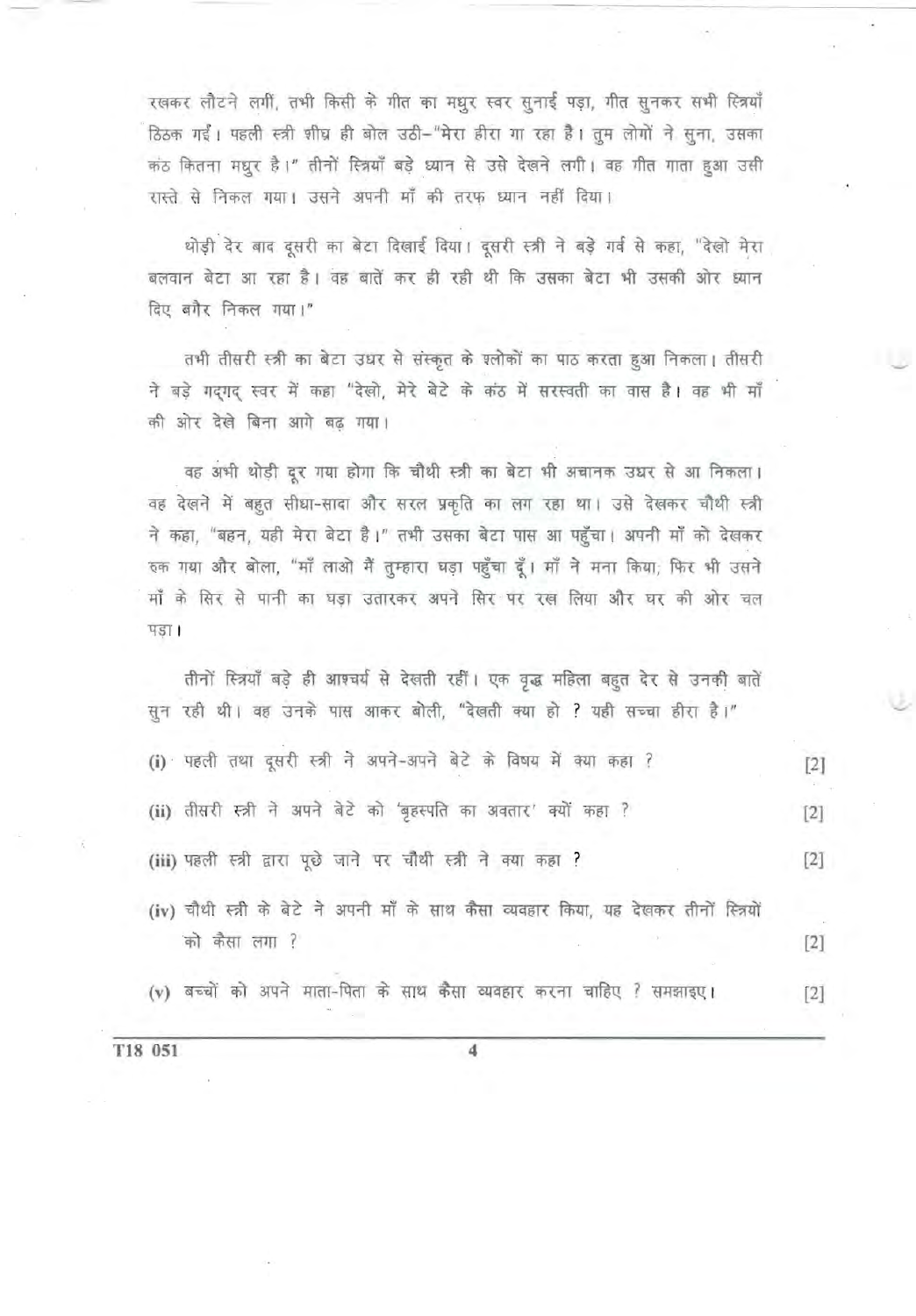रखकर लौटने लगीं, तभी किसी के गीत का मधुर स्वर सुनाई पड़ा, गीत सुनकर सभी स्त्रियाँ ठिठक गईं। पहली स्त्री शीघ्र ही बोल उठी–"मेरा हीरा गा रहा है। तुम लोगों ने सुना, उसका कंठ कितना मधुर है।" तीनों स्त्रियाँ बड़े ध्यान से उसे देखने लगी। वह गीत गाता हुआ उसी रास्ते से निकल गया। उसने अपनी माँ की तरफ ध्यान नहीं दिया।

थोड़ी देर बाद दूसरी का बेटा दिखाई दिया। दूसरी स्त्री ने बड़े गर्व से कहा, "देखो मेरा बलवान बेटा आ रहा है। वह बातें कर ही रही थी कि उसका बेटा भी उसकी ओर ध्यान दिए बगैर निकल गया।"

तभी तीसरी स्त्री का बेटा उधर से संस्कृत के श्लोकों का पाठ करता हुआ निकला। तीसरी ने बड़े गद्गद् स्वर में कहा "देखो, मेरे बेटे के कंठ में सरस्वती का वास है। वह भी माँ की ओर देखे बिना आगे बढ़ गया।

वह अभी थोड़ी दूर गया होगा कि चौथी स्त्री का बेटा भी अचानक उधर से आ निकला। वह देखनें में बहुत सीधा-सादा और सरल प्रकृति का लग रहा था। उसे देखकर चौथी स्त्री ने कहा, "बहन, यही मेरा बेटा है।" तभी उसका बेटा पास आ पहुँचा। अपनी माँ को देखकर रुक गया और बोला, "माँ लाओ मैं तुम्हारा घड़ा पहुँचा दूँ। माँ ने मना किया, फिर भी उसने माँ के सिर से पानी का घड़ा उतारकर अपने सिर पर रख लिया और घर की ओर चल पड़ा।

तीनों स्त्रियाँ बड़े ही आश्चर्य से देखती रहीं। एक वृद्ध महिला बहुत देर से उनकी बातें सुन रही थी। वह उनके पास आकर बोली, "देखती क्या हो ? यही सच्चा हीरा है।"

(i) पहली तथा दूसरी स्त्री ने अपने-अपने बेटे के विषय में क्या कहा ? [2]

(ii) तीसरी स्त्री ने अपने बेटे को 'बृहस्पति का अवतार' क्यों कहा ? [2]

(iii) पहली स्त्री द्वारा पूछे जाने पर चौथी स्त्री ने क्या कहा ? [2]

(iv) चौथी स्त्री के बेटे ने अपनी माँ के साथ कैसा व्यवहार किया, यह देखकर तीनों स्त्रियों को कैसा लगा ? [2]

(v) बच्चों को अपने माता-पिता के साथ कैसा व्यवहार करना चाहिए ? समझाइए। [2]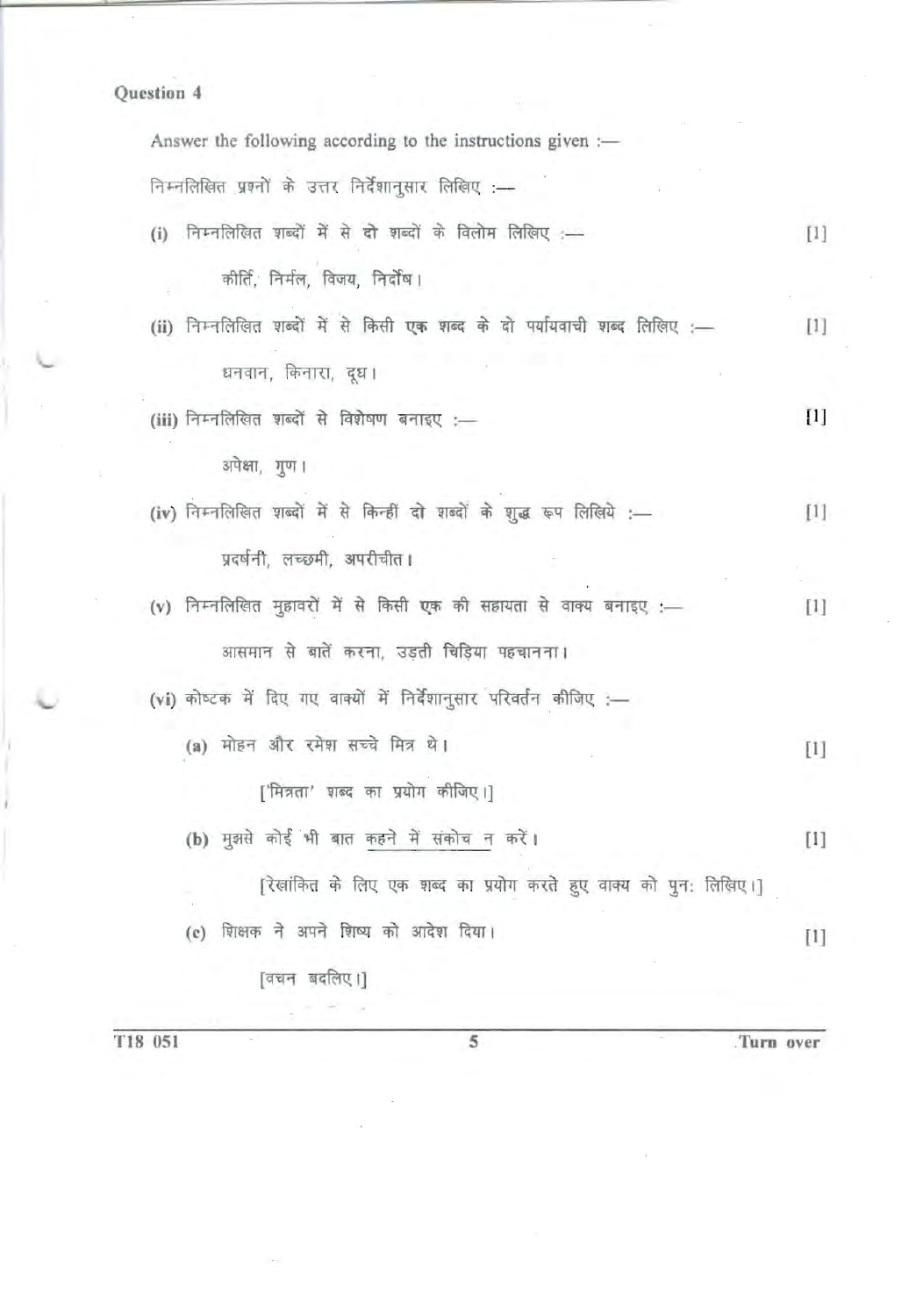## Question 4

Answer the following according to the instructions given :—

निम्नलिखित प्रश्नों के उत्तर निर्देशानुसार लिखिए :—

(i) निम्नलिखित शब्दों में से दो शब्दों के विलोम लिखिए :— [1]

कीर्ति, निर्मल, विजय, निर्दोष।

(ii) निम्नलिखित शब्दों में से किसी एक शब्द के दो पर्यायवाची शब्द लिखिए :— [1]

धनवान, किनारा, दूध।

(iii) निम्नलिखित शब्दों से विशेषण बनाइए :— [1]

अपेक्षा, गुण।

(iv) निम्नलिखित शब्दों में से किन्हीं दो शब्दों के शुद्ध रूप लिखिये :— [1]

प्रदर्षनी, लच्छमी, अपरीचीत।

(v) निम्नलिखित मुहावरों में से किसी एक की सहायता से वाक्य बनाइए :— [1]

आसमान से बातें करना, उड़ती चिड़िया पहचानना।

(vi) कोष्टक में दिए गए वाक्यों में निर्देशानुसार परिवर्तन कीजिए :—

(a) मोहन और रमेश सच्चे मित्र थे। [1]

['मित्रता' शब्द का प्रयोग कीजिए।]

(b) मुझसे कोई भी बात <u>कहने में संकोच न</u> करें। [1]

[रेखांकित के लिए एक शब्द का प्रयोग करते हुए वाक्य को पुनः लिखिए।]

(c) शिक्षक ने अपने शिष्य को आदेश दिया। [1]

[वचन बदलिए।]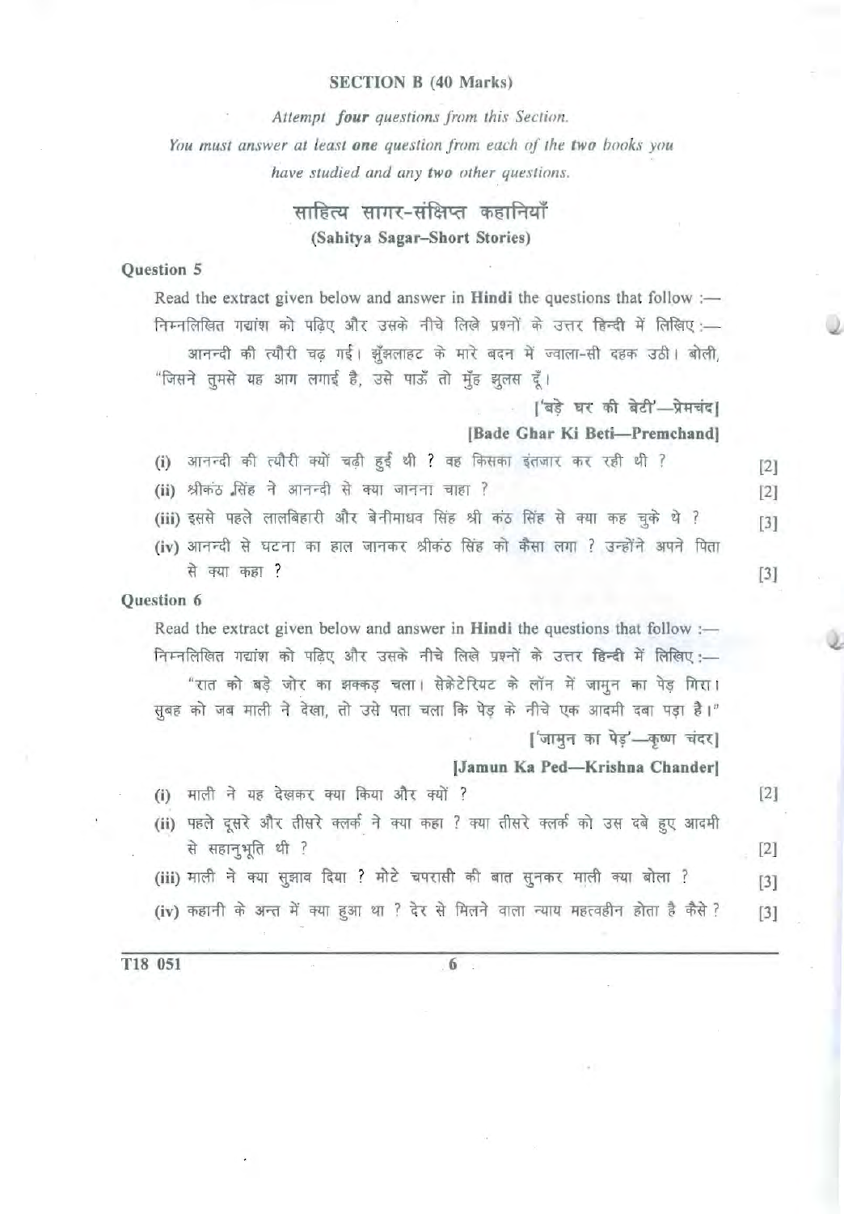## SECTION B (40 Marks)

*Attempt **four** questions from this Section.*

*You must answer at least **one** question from each of the **two** books you have studied and any **two** other questions.*

### साहित्य सागर-संक्षिप्त कहानियाँ
**(Sahitya Sagar–Short Stories)**

**Question 5**

Read the extract given below and answer in **Hindi** the questions that follow :—

निम्नलिखित गद्यांश को पढ़िए और उसके नीचे लिखे प्रश्नों के उत्तर हिन्दी में लिखिए :—

आनन्दी की त्यौरी चढ़ गई। झुँझलाहट के मारे बदन में ज्वाला-सी दहक उठी। बोली, "जिसने तुमसे यह आग लगाई है, उसे पाऊँ तो मुँह झुलस दूँ।

['बड़े घर की बेटी'—प्रेमचंद]

**[Bade Ghar Ki Beti—Premchand]**

(i) आनन्दी की त्यौरी क्यों चढ़ी हुई थी ? वह किसका इंतजार कर रही थी ? [2]

(ii) श्रीकंठ सिंह ने आनन्दी से क्या जानना चाहा ? [2]

(iii) इससे पहले लालबिहारी और बेनीमाधव सिंह श्री कंठ सिंह से क्या कह चुके थे ? [3]

(iv) आनन्दी से घटना का हाल जानकर श्रीकंठ सिंह को कैसा लगा ? उन्होंने अपने पिता से क्या कहा ? [3]

**Question 6**

Read the extract given below and answer in **Hindi** the questions that follow :—

निम्नलिखित गद्यांश को पढ़िए और उसके नीचे लिखे प्रश्नों के उत्तर **हिन्दी** में लिखिए :—

"रात को बड़े जोर का झक्कड़ चला। सेक्रेटेरियट के लॉन में जामुन का पेड़ गिरा। सुबह को जब माली ने देखा, तो उसे पता चला कि पेड़ के नीचे एक आदमी दबा पड़ा है।"

['जामुन का पेड़'—कृष्ण चंदर]

**[Jamun Ka Ped—Krishna Chander]**

(i) माली ने यह देखकर क्या किया और क्यों ? [2]

(ii) पहले दूसरे और तीसरे क्लर्क ने क्या कहा ? क्या तीसरे क्लर्क को उस दबे हुए आदमी से सहानुभूति थी ? [2]

(iii) माली ने क्या सुझाव दिया ? मोटे चपरासी की बात सुनकर माली क्या बोला ? [3]

(iv) कहानी के अन्त में क्या हुआ था ? देर से मिलने वाला न्याय महत्वहीन होता है कैसे ? [3]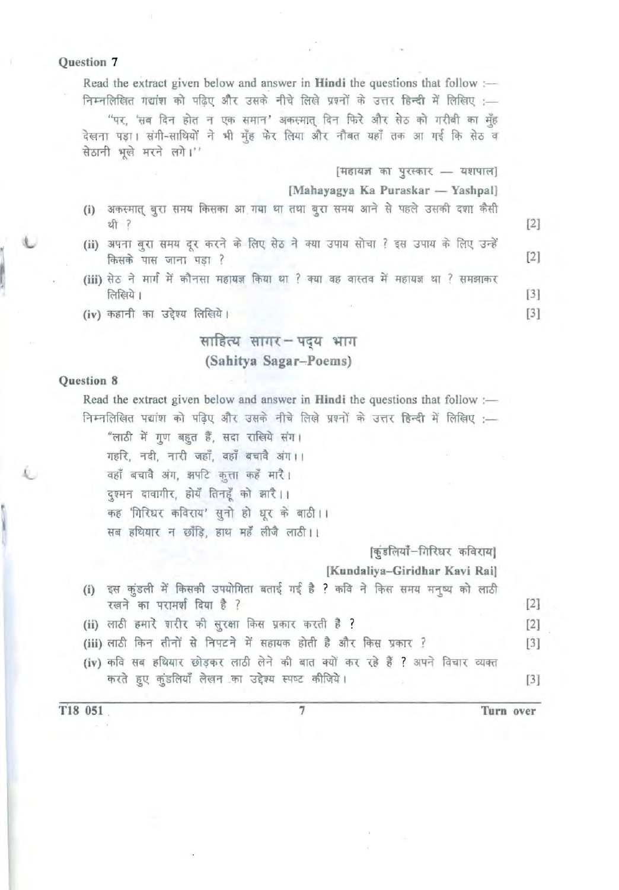**Question 7**

Read the extract given below and answer in **Hindi** the questions that follow :—

निम्नलिखित गद्यांश को पढ़िए और उसके नीचे लिखे प्रश्नों के उत्तर **हिन्दी** में लिखिए :—

"पर, 'सब दिन होत न एक समान' अकस्मात् दिन फिरे और सेठ को गरीबी का मुँह देखना पड़ा। संगी-साथियों ने भी मुँह फेर लिया और नौबत यहाँ तक आ गई कि सेठ व सेठानी भूखे मरने लगे।"

[महायज्ञ का पुरस्कार — यशपाल]

**[Mahayagya Ka Puraskar — Yashpal]**

(i) अकस्मात् बुरा समय किसका आ गया था तथा बुरा समय आने से पहले उसकी दशा कैसी थी ? [2]

(ii) अपना बुरा समय दूर करने के लिए सेठ ने क्या उपाय सोचा ? इस उपाय के लिए उन्हें किसके पास जाना पड़ा ? [2]

(iii) सेठ ने मार्ग में कौनसा महायज्ञ किया था ? क्या वह वास्तव में महायज्ञ था ? समझाकर लिखिये। [3]

(iv) कहानी का उद्देश्य लिखिये। [3]

## साहित्य सागर – पद्य भाग
## (Sahitya Sagar–Poems)

**Question 8**

Read the extract given below and answer in **Hindi** the questions that follow :—

निम्नलिखित पद्यांश को पढ़िए और उसके नीचे लिखे प्रश्नों के उत्तर **हिन्दी** में लिखिए :—

"लाठी में गुण बहुत हैं, सदा राखिये संग।
गहरि, नदी, नारी जहाँ, वहाँ बचावै अंग।।
वहाँ बचावै अंग, झपटि कुत्ता कहँ मारै।
दुश्मन दावागीर, होयँ तिनहूँ को झारै।।
कह 'गिरिधर कविराय' सुनो हो धूर के बाठी।।
सब हथियार न छाँड़ि, हाथ महँ लीजै लाठी।।

[कुंडलियाँ–गिरिधर कविराय]

**[Kundaliya–Giridhar Kavi Rai]**

(i) इस कुंडली में किसकी उपयोगिता बताई गई है ? कवि ने किस समय मनुष्य को लाठी रखने का परामर्श दिया है ? [2]

(ii) लाठी हमारे शरीर की सुरक्षा किस प्रकार करती है ? [2]

(iii) लाठी किन तीनों से निपटने में सहायक होती है और किस प्रकार ? [3]

(iv) कवि सब हथियार छोड़कर लाठी लेने की बात क्यों कर रहे हैं ? अपने विचार व्यक्त करते हुए कुंडलियाँ लेखन का उद्देश्य स्पष्ट कीजिये। [3]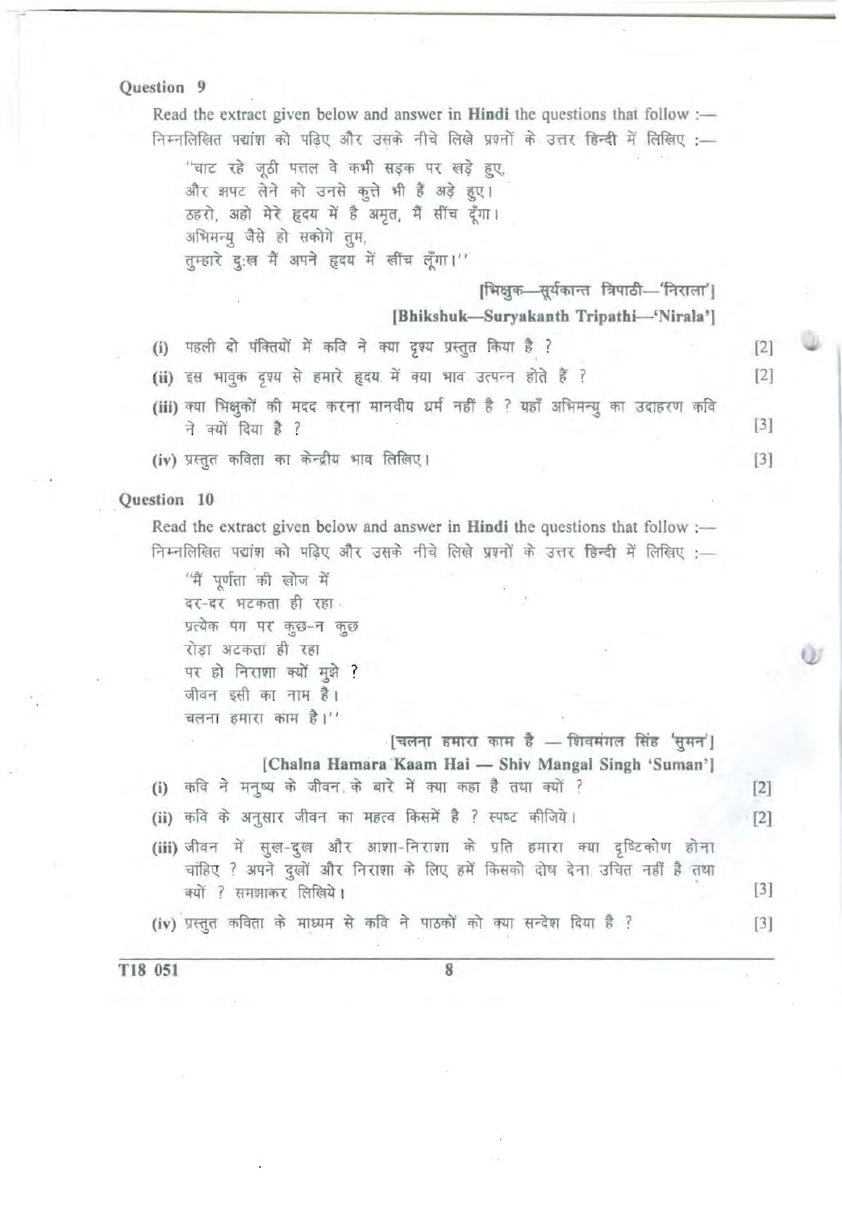### Question 9

Read the extract given below and answer in **Hindi** the questions that follow :—
निम्नलिखित पद्यांश को पढ़िए और उसके नीचे लिखे प्रश्नों के उत्तर हिन्दी में लिखिए :—

> "चाट रहे जूठी पत्तल वे कभी सड़क पर खड़े हुए,
> और झपट लेने को उनसे कुत्ते भी हैं अड़े हुए।
> ठहरो, अहो मेरे हृदय में है अमृत, मैं सींच दूँगा।
> अभिमन्यु जैसे हो सकोगे तुम,
> तुम्हारे दुःख मैं अपने हृदय में खींच लूँगा।"

**[भिक्षुक—सूर्यकान्त त्रिपाठी—'निराला']**
**[Bhikshuk—Suryakanth Tripathi—'Nirala']**

(i) पहली दो पंक्तियों में कवि ने क्या दृश्य प्रस्तुत किया है ? [2]

(ii) इस भावुक दृश्य से हमारे हृदय में क्या भाव उत्पन्न होते हैं ? [2]

(iii) क्या भिक्षुकों की मदद करना मानवीय धर्म नहीं है ? यहाँ अभिमन्यु का उदाहरण कवि ने क्यों दिया है ? [3]

(iv) प्रस्तुत कविता का केन्द्रीय भाव लिखिए। [3]

### Question 10

Read the extract given below and answer in **Hindi** the questions that follow :—
निम्नलिखित पद्यांश को पढ़िए और उसके नीचे लिखे प्रश्नों के उत्तर हिन्दी में लिखिए :—

> "मैं पूर्णता की खोज में
> दर-दर भटकता ही रहा
> प्रत्येक पग पर कुछ-न कुछ
> रोड़ा अटकता ही रहा
> पर हो निराशा क्यों मुझे ?
> जीवन इसी का नाम है।
> चलना हमारा काम है।"

**[चलना हमारा काम है — शिवमंगल सिंह 'सुमन']**
**[Chalna Hamara Kaam Hai — Shiv Mangal Singh 'Suman']**

(i) कवि ने मनुष्य के जीवन के बारे में क्या कहा है तथा क्यों ? [2]

(ii) कवि के अनुसार जीवन का महत्व किसमें है ? स्पष्ट कीजिये। [2]

(iii) जीवन में सुख-दुख और आशा-निराशा के प्रति हमारा क्या दृष्टिकोण होना चाहिए ? अपने दुखों और निराशा के लिए हमें किसको दोष देना उचित नहीं है तथा क्यों ? समझाकर लिखिये। [3]

(iv) प्रस्तुत कविता के माध्यम से कवि ने पाठकों को क्या सन्देश दिया है ? [3]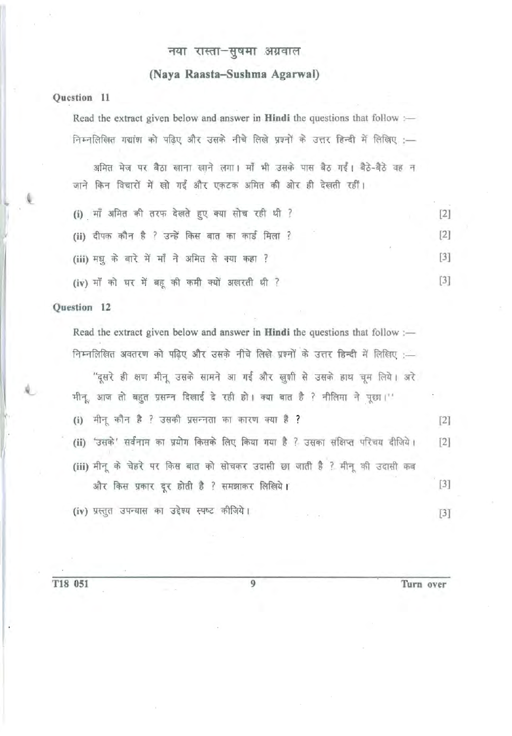## नया रास्ता–सुषमा अग्रवाल

## (Naya Raasta–Sushma Agarwal)

**Question 11**

Read the extract given below and answer in **Hindi** the questions that follow :—

निम्नलिखित गद्यांश को पढ़िए और उसके नीचे लिखे प्रश्नों के उत्तर **हिन्दी** में लिखिए :—

अमित मेज पर बैठा खाना खाने लगा। माँ भी उसके पास बैठ गईं। बैठे-बैठे वह न जाने किन विचारों में खो गईं और एकटक अमित की ओर ही देखती रहीं।

(i) माँ अमित की तरफ देखते हुए क्या सोच रही थी ? [2]

(ii) दीपक कौन है ? उन्हें किस बात का कार्ड मिला ? [2]

(iii) मधु के बारे में माँ ने अमित से क्या कहा ? [3]

(iv) माँ को घर में बहू की कमी क्यों अखरती थी ? [3]

**Question 12**

Read the extract given below and answer in **Hindi** the questions that follow :—

निम्नलिखित अवतरण को पढ़िए और उसके नीचे लिखे प्रश्नों के उत्तर **हिन्दी** में लिखिए :—

"दूसरे ही क्षण मीनू उसके सामने आ गई और खुशी से उसके हाथ चूम लिये। अरे मीनू, आज तो बहुत प्रसन्न दिखाई दे रही हो। क्या बात है ? नीलिमा ने पूछा।"

(i) मीनू कौन है ? उसकी प्रसन्नता का कारण क्या है ? [2]

(ii) 'उसके' सर्वनाम का प्रयोग किसके लिए किया गया है ? उसका संक्षिप्त परिचय दीजिये। [2]

(iii) मीनू के चेहरे पर किस बात को सोचकर उदासी छा जाती है ? मीनू की उदासी कब और किस प्रकार दूर होती है ? समझाकर लिखिये। [3]

(iv) प्रस्तुत उपन्यास का उद्देश्य स्पष्ट कीजिये। [3]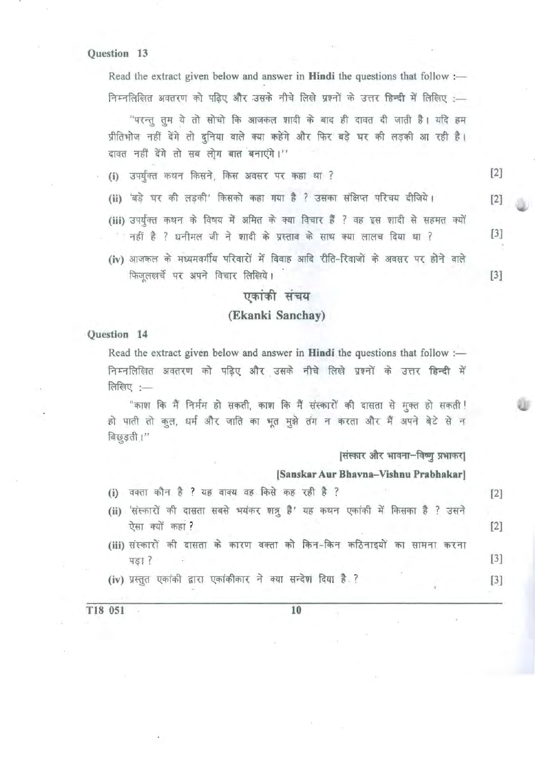**Question 13**

Read the extract given below and answer in **Hindi** the questions that follow :—

निम्नलिखित अवतरण को पढ़िए और उसके नीचे लिखे प्रश्नों के उत्तर **हिन्दी** में लिखिए :—

"परन्तु तुम ये तो सोचो कि आजकल शादी के बाद ही दावत दी जाती है। यदि हम प्रीतिभोज नहीं देंगे तो दुनिया वाले क्या कहेंगे और फिर बड़े घर की लड़की आ रही है। दावत नहीं देंगे तो सब लोग बात बनाएंगे।"

(i) उपर्युक्त कथन किसने, किस अवसर पर कहा था ? [2]

(ii) 'बड़े घर की लड़की' किसको कहा गया है ? उसका संक्षिप्त परिचय दीजिये। [2]

(iii) उपर्युक्त कथन के विषय में अमित के क्या विचार हैं ? वह इस शादी से सहमत क्यों नहीं है ? धनीमल जी ने शादी के प्रस्ताव के साथ क्या लालच दिया था ? [3]

(iv) आजकल के मध्यमवर्गीय परिवारों में विवाह आदि रीति-रिवाजों के अवसर पर होने वाले फिज़ूलखर्चे पर अपने विचार लिखिये। [3]

## एकांकी संचय

## (Ekanki Sanchay)

**Question 14**

Read the extract given below and answer in **Hindi** the questions that follow :—

निम्नलिखित अवतरण को पढ़िए और उसके नीचे लिखे प्रश्नों के उत्तर **हिन्दी** में लिखिए :—

"काश कि मैं निर्मम हो सकती, काश कि मैं संस्कारों की दासता से मुक्त हो सकती! हो पाती तो कुल, धर्म और जाति का भूत मुझे तंग न करता और मैं अपने बेटे से न बिछुड़ती।"

**[संस्कार और भावना–विष्णु प्रभाकर]**

**[Sanskar Aur Bhavna–Vishnu Prabhakar]**

(i) वक्ता कौन है ? यह वाक्य वह किसे कह रही है ? [2]

(ii) 'संस्कारों की दासता सबसे भयंकर शत्रु है' यह कथन एकांकी में किसका है ? उसने ऐसा क्यों कहा ? [2]

(iii) संस्कारों की दासता के कारण वक्ता को किन-किन कठिनाइयों का सामना करना पड़ा ? [3]

(iv) प्रस्तुत एकांकी द्वारा एकांकीकार ने क्या सन्देश दिया है ? [3]

T18 051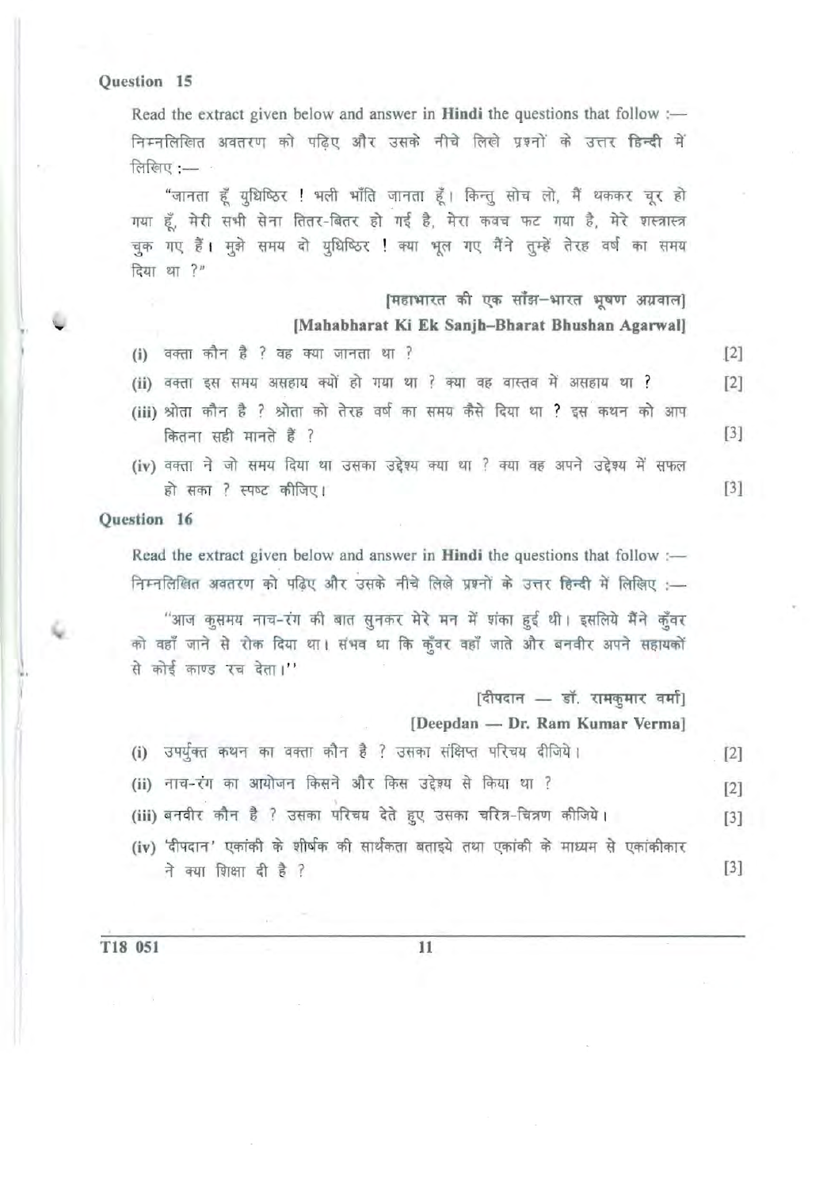**Question 15**

Read the extract given below and answer in **Hindi** the questions that follow :—
निम्नलिखित अवतरण को पढ़िए और उसके नीचे लिखे प्रश्नों के उत्तर **हिन्दी** में लिखिए :—

"जानता हूँ युधिष्ठिर ! भली भाँति जानता हूँ। किन्तु सोच लो, मैं थककर चूर हो गया हूँ, मेरी सभी सेना तितर-बितर हो गई है, मेरा कवच फट गया है, मेरे शस्त्रास्त्र चुक गए हैं। मुझे समय दो युधिष्ठिर ! क्या भूल गए मैंने तुम्हें तेरह वर्ष का समय दिया था ?"

[महाभारत की एक साँझ–भारत भूषण अग्रवाल]
**[Mahabharat Ki Ek Sanjh–Bharat Bhushan Agarwal]**

(i) वक्ता कौन है ? वह क्या जानता था ? [2]

(ii) वक्ता इस समय असहाय क्यों हो गया था ? क्या वह वास्तव में असहाय था ? [2]

(iii) श्रोता कौन है ? श्रोता को तेरह वर्ष का समय कैसे दिया था ? इस कथन को आप कितना सही मानते हैं ? [3]

(iv) वक्ता ने जो समय दिया था उसका उद्देश्य क्या था ? क्या वह अपने उद्देश्य में सफल हो सका ? स्पष्ट कीजिए। [3]

**Question 16**

Read the extract given below and answer in **Hindi** the questions that follow :—
निम्नलिखित अवतरण को पढ़िए और उसके नीचे लिखे प्रश्नों के उत्तर **हिन्दी** में लिखिए :—

"आज कुसमय नाच-रंग की बात सुनकर मेरे मन में शंका हुई थी। इसलिये मैंने कुँवर को वहाँ जाने से रोक दिया था। संभव था कि कुँवर वहाँ जाते और बनवीर अपने सहायकों से कोई काण्ड रच देता।"

[दीपदान — डॉ. रामकुमार वर्मा]
**[Deepdan — Dr. Ram Kumar Verma]**

(i) उपर्युक्त कथन का वक्ता कौन है ? उसका संक्षिप्त परिचय दीजिये। [2]

(ii) नाच-रंग का आयोजन किसने और किस उद्देश्य से किया था ? [2]

(iii) बनवीर कौन है ? उसका परिचय देते हुए उसका चरित्र-चित्रण कीजिये। [3]

(iv) 'दीपदान' एकांकी के शीर्षक की सार्थकता बताइये तथा एकांकी के माध्यम से एकांकीकार ने क्या शिक्षा दी है ? [3]